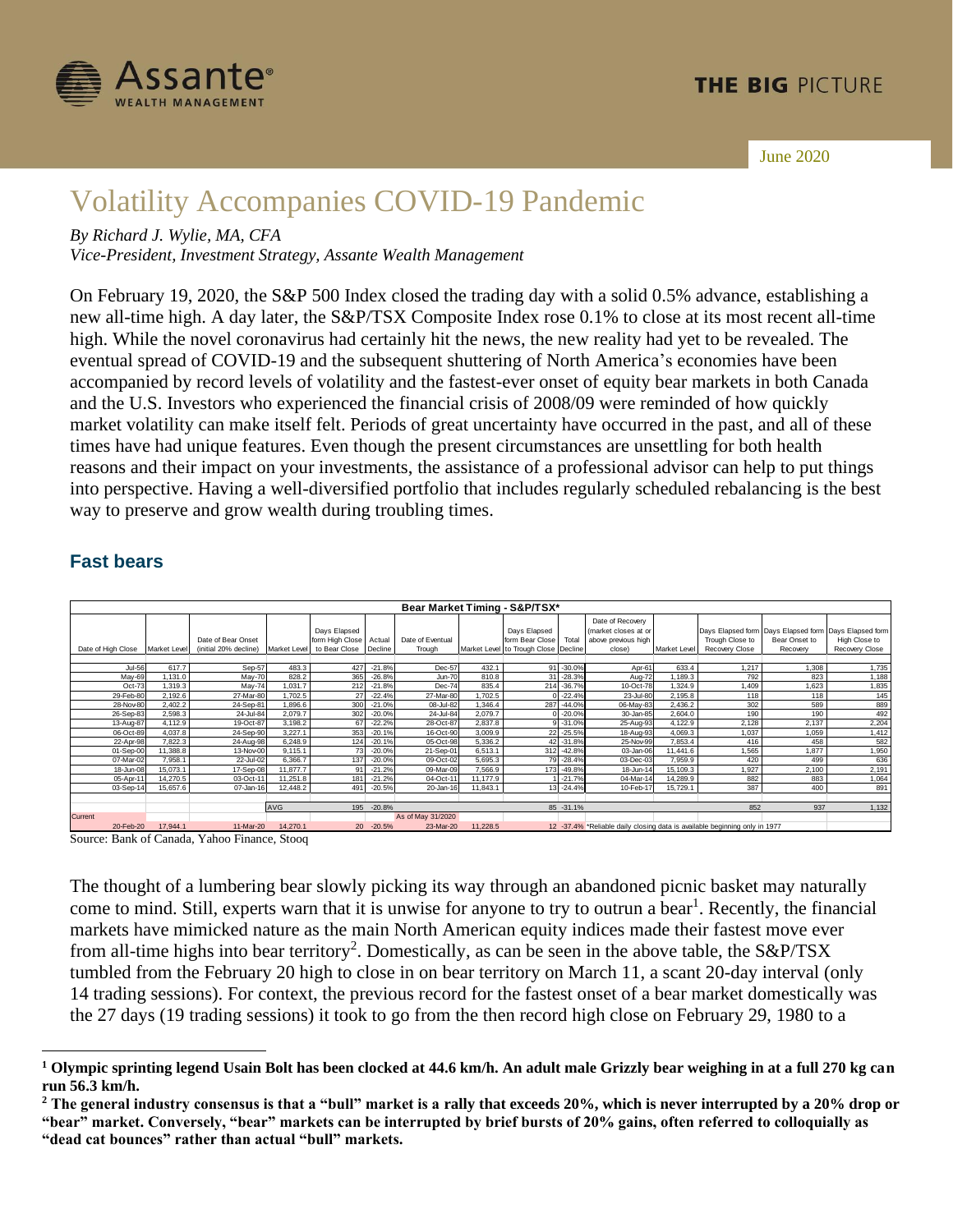THE BIG PICTURE

June 2020

# Volatility Accompanies COVID-19 Pandemic

*By Richard J. Wylie, MA, CFA*
*Vice-President, Investment Strategy, Assante Wealth Management*

On February 19, 2020, the S&P 500 Index closed the trading day with a solid 0.5% advance, establishing a new all-time high. A day later, the S&P/TSX Composite Index rose 0.1% to close at its most recent all-time high. While the novel coronavirus had certainly hit the news, the new reality had yet to be revealed. The eventual spread of COVID-19 and the subsequent shuttering of North America's economies have been accompanied by record levels of volatility and the fastest-ever onset of equity bear markets in both Canada and the U.S. Investors who experienced the financial crisis of 2008/09 were reminded of how quickly market volatility can make itself felt. Periods of great uncertainty have occurred in the past, and all of these times have had unique features. Even though the present circumstances are unsettling for both health reasons and their impact on your investments, the assistance of a professional advisor can help to put things into perspective. Having a well-diversified portfolio that includes regularly scheduled rebalancing is the best way to preserve and grow wealth during troubling times.

## Fast bears

**Bear Market Timing - S&P/TSX***

| Date of High Close | Market Level | Date of Bear Onset (initial 20% decline) | Market Level | Days Elapsed form High Close to Bear Close | Actual Decline | Date of Eventual Trough | Market Level | Days Elapsed form Bear Close to Trough Close | Total Decline | Date of Recovery (market closes at or above previous high close) | Market Level | Days Elapsed form Trough Close to Recovery Close | Days Elapsed form Bear Onset to Recovery | Days Elapsed form High Close to Recovery Close |
|---|---|---|---|---|---|---|---|---|---|---|---|---|---|---|
| Jul-56 | 617.7 | Sep-57 | 483.3 | 427 | -21.8% | Dec-57 | 432.1 | 91 | -30.0% | Apr-61 | 633.4 | 1,217 | 1,308 | 1,735 |
| May-69 | 1,131.0 | May-70 | 828.2 | 365 | -26.8% | Jun-70 | 810.8 | 31 | -28.3% | Aug-72 | 1,189.3 | 792 | 823 | 1,188 |
| Oct-73 | 1,319.3 | May-74 | 1,031.7 | 212 | -21.8% | Dec-74 | 835.4 | 214 | -36.7% | 10-Oct-78 | 1,324.9 | 1,409 | 1,623 | 1,835 |
| 29-Feb-80 | 2,192.6 | 27-Mar-80 | 1,702.5 | 27 | -22.4% | 27-Mar-80 | 1,702.5 | 0 | -22.4% | 23-Jul-80 | 2,195.8 | 118 | 118 | 145 |
| 28-Nov-80 | 2,402.2 | 24-Sep-81 | 1,896.6 | 300 | -21.0% | 08-Jul-82 | 1,346.4 | 287 | -44.0% | 06-May-83 | 2,436.2 | 302 | 589 | 889 |
| 26-Sep-83 | 2,598.3 | 24-Jul-84 | 2,079.7 | 302 | -20.0% | 24-Jul-84 | 2,079.7 | 0 | -20.0% | 30-Jan-85 | 2,604.0 | 190 | 190 | 492 |
| 13-Aug-87 | 4,112.9 | 19-Oct-87 | 3,198.2 | 67 | -22.2% | 28-Oct-87 | 2,837.8 | 9 | -31.0% | 25-Aug-93 | 4,122.9 | 2,128 | 2,137 | 2,204 |
| 06-Oct-89 | 4,037.8 | 24-Sep-90 | 3,227.1 | 353 | -20.1% | 16-Oct-90 | 3,009.9 | 22 | -25.5% | 18-Aug-93 | 4,069.3 | 1,037 | 1,059 | 1,412 |
| 22-Apr-98 | 7,822.3 | 24-Aug-98 | 6,248.9 | 124 | -20.1% | 05-Oct-98 | 5,336.2 | 42 | -31.8% | 25-Nov-99 | 7,853.4 | 416 | 458 | 582 |
| 01-Sep-00 | 11,388.8 | 13-Nov-00 | 9,115.1 | 73 | -20.0% | 21-Sep-01 | 6,513.1 | 312 | -42.8% | 03-Jan-06 | 11,441.6 | 1,565 | 1,877 | 1,950 |
| 07-Mar-02 | 7,958.1 | 22-Jul-02 | 6,366.7 | 137 | -20.0% | 09-Oct-02 | 5,695.3 | 79 | -28.4% | 03-Dec-03 | 7,959.9 | 420 | 499 | 636 |
| 18-Jun-08 | 15,073.1 | 17-Sep-08 | 11,877.7 | 91 | -21.2% | 09-Mar-09 | 7,566.9 | 173 | -49.8% | 18-Jun-14 | 15,109.3 | 1,927 | 2,100 | 2,191 |
| 05-Apr-11 | 14,270.5 | 03-Oct-11 | 11,251.8 | 181 | -21.2% | 04-Oct-11 | 11,177.9 | 1 | -21.7% | 04-Mar-14 | 14,289.9 | 882 | 883 | 1,064 |
| 03-Sep-14 | 15,657.6 | 07-Jan-16 | 12,448.2 | 491 | -20.5% | 20-Jan-16 | 11,843.1 | 13 | -24.4% | 10-Feb-17 | 15,729.1 | 387 | 400 | 891 |
| | | | AVG | 195 | -20.8% | | | 85 | -31.1% | | | 852 | 937 | 1,132 |
| Current | | | | | | As of May 31/2020 | | | | | | | | |
| 20-Feb-20 | 17,944.1 | 11-Mar-20 | 14,270.1 | 20 | -20.5% | 23-Mar-20 | 11,228.5 | 12 | -37.4% | *Reliable daily closing data is available beginning only in 1977 | | | | |

Source: Bank of Canada, Yahoo Finance, Stooq

The thought of a lumbering bear slowly picking its way through an abandoned picnic basket may naturally come to mind. Still, experts warn that it is unwise for anyone to try to outrun a bear[1]. Recently, the financial markets have mimicked nature as the main North American equity indices made their fastest move ever from all-time highs into bear territory[2]. Domestically, as can be seen in the above table, the S&P/TSX tumbled from the February 20 high to close in on bear territory on March 11, a scant 20-day interval (only 14 trading sessions). For context, the previous record for the fastest onset of a bear market domestically was the 27 days (19 trading sessions) it took to go from the then record high close on February 29, 1980 to a

---

[1] **Olympic sprinting legend Usain Bolt has been clocked at 44.6 km/h. An adult male Grizzly bear weighing in at a full 270 kg can run 56.3 km/h.**

[2] **The general industry consensus is that a "bull" market is a rally that exceeds 20%, which is never interrupted by a 20% drop or "bear" market. Conversely, "bear" markets can be interrupted by brief bursts of 20% gains, often referred to colloquially as "dead cat bounces" rather than actual "bull" markets.**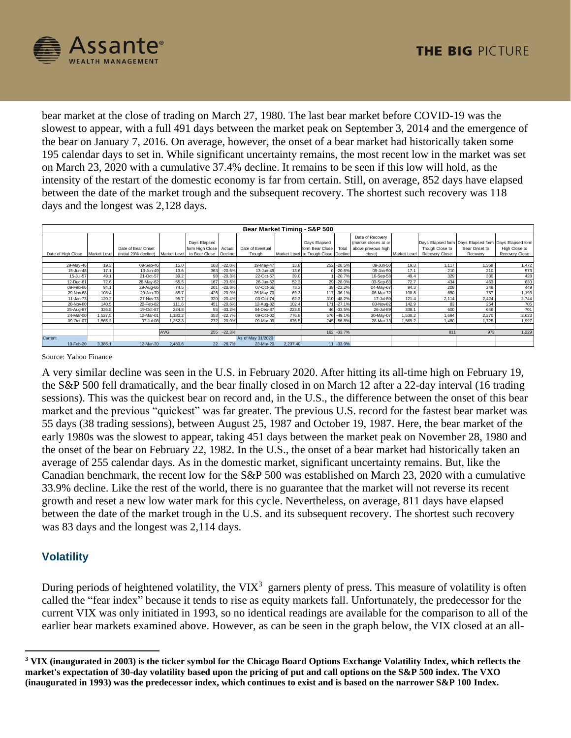bear market at the close of trading on March 27, 1980. The last bear market before COVID-19 was the slowest to appear, with a full 491 days between the market peak on September 3, 2014 and the emergence of the bear on January 7, 2016. On average, however, the onset of a bear market had historically taken some 195 calendar days to set in. While significant uncertainty remains, the most recent low in the market was set on March 23, 2020 with a cumulative 37.4% decline. It remains to be seen if this low will hold, as the intensity of the restart of the domestic economy is far from certain. Still, on average, 852 days have elapsed between the date of the market trough and the subsequent recovery. The shortest such recovery was 118 days and the longest was 2,128 days.

**Bear Market Timing - S&P 500**

| Date of High Close | Market Level | Date of Bear Onset (initial 20% decline) | Market Level | Days Elapsed form High Close to Bear Close | Actual Decline | Date of Eventual Trough | Market Level | Days Elapsed form Bear Close to Trough Close | Total Decline | Date of Recovery (market closes at or above previous high close) | Market Level | Days Elapsed form Trough Close to Recovery Close | Days Elapsed form Bear Onset to Recovery | Days Elapsed form High Close to Recovery Close |
|---|---|---|---|---|---|---|---|---|---|---|---|---|---|---|
| 29-May-46 | 19.3 | 09-Sep-46 | 15.0 | 103 | -22.0% | 19-May-47 | 13.8 | 252 | -28.5% | 09-Jun-50 | 19.3 | 1,117 | 1,369 | 1,472 |
| 15-Jun-48 | 17.1 | 13-Jun-49 | 13.6 | 363 | -20.6% | 13-Jun-49 | 13.6 | 0 | -20.6% | 09-Jan-50 | 17.1 | 210 | 210 | 573 |
| 15-Jul-57 | 49.1 | 21-Oct-57 | 39.2 | 98 | -20.3% | 22-Oct-57 | 39.0 | 1 | -20.7% | 16-Sep-58 | 49.4 | 329 | 330 | 428 |
| 12-Dec-61 | 72.6 | 28-May-62 | 55.5 | 167 | -23.6% | 26-Jun-62 | 52.3 | 29 | -28.0% | 03-Sep-63 | 72.7 | 434 | 463 | 630 |
| 09-Feb-66 | 94.1 | 29-Aug-66 | 74.5 | 201 | -20.8% | 07-Oct-66 | 73.2 | 39 | -22.2% | 04-May-67 | 94.3 | 209 | 248 | 449 |
| 29-Nov-68 | 108.4 | 29-Jan-70 | 85.7 | 426 | -20.9% | 26-May-70 | 69.3 | 117 | -36.1% | 06-Mar-72 | 108.8 | 650 | 767 | 1,193 |
| 11-Jan-73 | 120.2 | 27-Nov-73 | 95.7 | 320 | -20.4% | 03-Oct-74 | 62.3 | 310 | -48.2% | 17-Jul-80 | 121.4 | 2,114 | 2,424 | 2,744 |
| 28-Nov-80 | 140.5 | 22-Feb-82 | 111.6 | 451 | -20.6% | 12-Aug-82 | 102.4 | 171 | -27.1% | 03-Nov-82 | 142.9 | 83 | 254 | 705 |
| 25-Aug-87 | 336.8 | 19-Oct-87 | 224.8 | 55 | -33.2% | 04-Dec-87 | 223.9 | 46 | -33.5% | 26-Jul-89 | 338.1 | 600 | 646 | 701 |
| 24-Mar-00 | 1,527.5 | 12-Mar-01 | 1,180.2 | 353 | -22.7% | 09-Oct-02 | 776.8 | 576 | -49.1% | 30-May-07 | 1,530.2 | 1,694 | 2,270 | 2,623 |
| 09-Oct-07 | 1,565.2 | 07-Jul-08 | 1,252.3 | 272 | -20.0% | 09-Mar-09 | 676.5 | 245 | -56.8% | 28-Mar-13 | 1,569.2 | 1,480 | 1,725 | 1,997 |
| | | | AVG | 255 | -22.3% | | | 162 | -33.7% | | | 811 | 973 | 1,229 |
| Current | | | | | | As of May 31/2020 | | | | | | | | |
| 19-Feb-20 | 3,386.1 | 12-Mar-20 | 2,480.6 | 22 | -26.7% | 23-Mar-20 | 2,237.40 | 11 | -33.9% | | | | | |

Source: Yahoo Finance

A very similar decline was seen in the U.S. in February 2020. After hitting its all-time high on February 19, the S&P 500 fell dramatically, and the bear finally closed in on March 12 after a 22-day interval (16 trading sessions). This was the quickest bear on record and, in the U.S., the difference between the onset of this bear market and the previous "quickest" was far greater. The previous U.S. record for the fastest bear market was 55 days (38 trading sessions), between August 25, 1987 and October 19, 1987. Here, the bear market of the early 1980s was the slowest to appear, taking 451 days between the market peak on November 28, 1980 and the onset of the bear on February 22, 1982. In the U.S., the onset of a bear market had historically taken an average of 255 calendar days. As in the domestic market, significant uncertainty remains. But, like the Canadian benchmark, the recent low for the S&P 500 was established on March 23, 2020 with a cumulative 33.9% decline. Like the rest of the world, there is no guarantee that the market will not reverse its recent growth and reset a new low water mark for this cycle. Nevertheless, on average, 811 days have elapsed between the date of the market trough in the U.S. and its subsequent recovery. The shortest such recovery was 83 days and the longest was 2,114 days.

## Volatility

During periods of heightened volatility, the VIX[3] garners plenty of press. This measure of volatility is often called the "fear index" because it tends to rise as equity markets fall. Unfortunately, the predecessor for the current VIX was only initiated in 1993, so no identical readings are available for the comparison to all of the earlier bear markets examined above. However, as can be seen in the graph below, the VIX closed at an all-

---

[3] **VIX (inaugurated in 2003) is the ticker symbol for the Chicago Board Options Exchange Volatility Index, which reflects the market's expectation of 30-day volatility based upon the pricing of put and call options on the S&P 500 index. The VXO (inaugurated in 1993) was the predecessor index, which continues to exist and is based on the narrower S&P 100 Index.**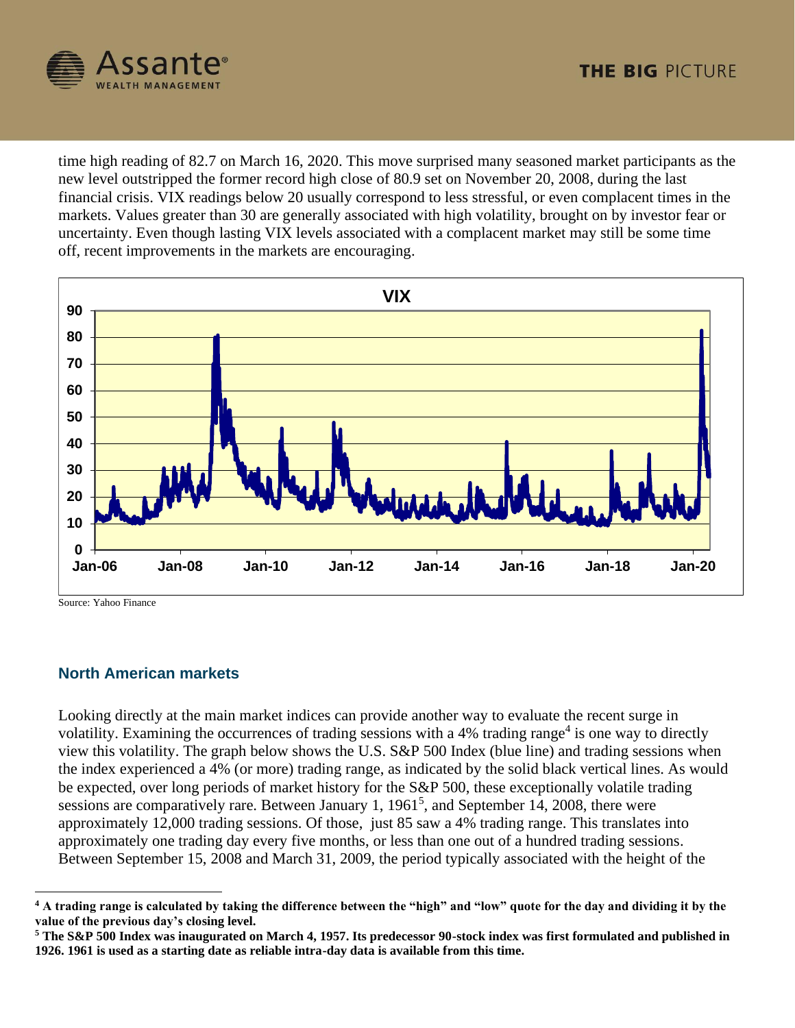time high reading of 82.7 on March 16, 2020. This move surprised many seasoned market participants as the new level outstripped the former record high close of 80.9 set on November 20, 2008, during the last financial crisis. VIX readings below 20 usually correspond to less stressful, or even complacent times in the markets. Values greater than 30 are generally associated with high volatility, brought on by investor fear or uncertainty. Even though lasting VIX levels associated with a complacent market may still be some time off, recent improvements in the markets are encouraging.

Source: Yahoo Finance

## North American markets

Looking directly at the main market indices can provide another way to evaluate the recent surge in volatility. Examining the occurrences of trading sessions with a 4% trading range[4] is one way to directly view this volatility. The graph below shows the U.S. S&P 500 Index (blue line) and trading sessions when the index experienced a 4% (or more) trading range, as indicated by the solid black vertical lines. As would be expected, over long periods of market history for the S&P 500, these exceptionally volatile trading sessions are comparatively rare. Between January 1, 1961[5], and September 14, 2008, there were approximately 12,000 trading sessions. Of those, just 85 saw a 4% trading range. This translates into approximately one trading day every five months, or less than one out of a hundred trading sessions. Between September 15, 2008 and March 31, 2009, the period typically associated with the height of the

**[4] A trading range is calculated by taking the difference between the "high" and "low" quote for the day and dividing it by the value of the previous day's closing level.**

**[5] The S&P 500 Index was inaugurated on March 4, 1957. Its predecessor 90-stock index was first formulated and published in 1926. 1961 is used as a starting date as reliable intra-day data is available from this time.**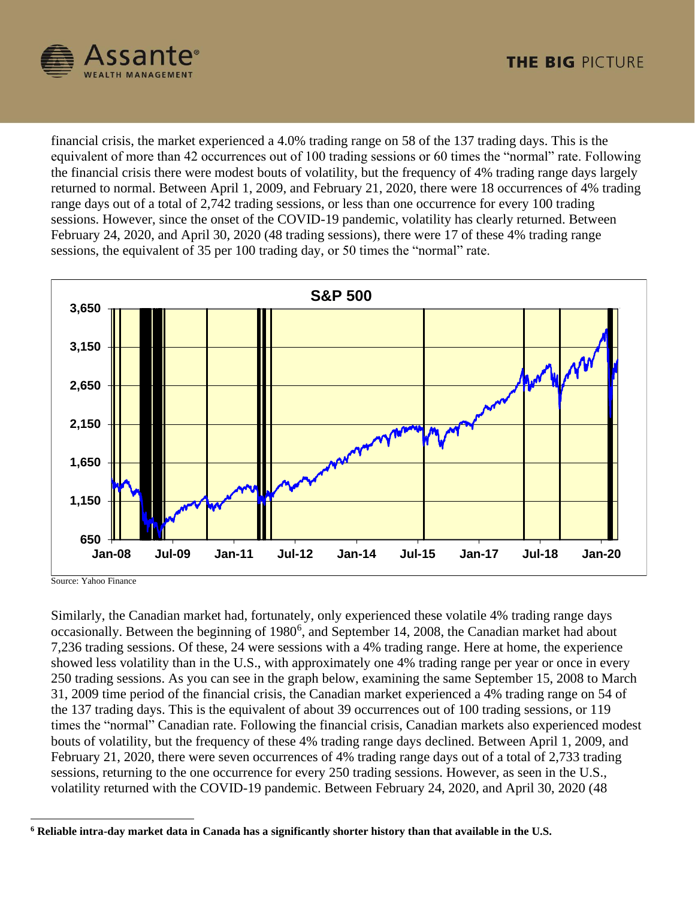financial crisis, the market experienced a 4.0% trading range on 58 of the 137 trading days. This is the equivalent of more than 42 occurrences out of 100 trading sessions or 60 times the "normal" rate. Following the financial crisis there were modest bouts of volatility, but the frequency of 4% trading range days largely returned to normal. Between April 1, 2009, and February 21, 2020, there were 18 occurrences of 4% trading range days out of a total of 2,742 trading sessions, or less than one occurrence for every 100 trading sessions. However, since the onset of the COVID-19 pandemic, volatility has clearly returned. Between February 24, 2020, and April 30, 2020 (48 trading sessions), there were 17 of these 4% trading range sessions, the equivalent of 35 per 100 trading day, or 50 times the "normal" rate.

Source: Yahoo Finance

Similarly, the Canadian market had, fortunately, only experienced these volatile 4% trading range days occasionally. Between the beginning of 1980[6], and September 14, 2008, the Canadian market had about 7,236 trading sessions. Of these, 24 were sessions with a 4% trading range. Here at home, the experience showed less volatility than in the U.S., with approximately one 4% trading range per year or once in every 250 trading sessions. As you can see in the graph below, examining the same September 15, 2008 to March 31, 2009 time period of the financial crisis, the Canadian market experienced a 4% trading range on 54 of the 137 trading days. This is the equivalent of about 39 occurrences out of 100 trading sessions, or 119 times the "normal" Canadian rate. Following the financial crisis, Canadian markets also experienced modest bouts of volatility, but the frequency of these 4% trading range days declined. Between April 1, 2009, and February 21, 2020, there were seven occurrences of 4% trading range days out of a total of 2,733 trading sessions, returning to the one occurrence for every 250 trading sessions. However, as seen in the U.S., volatility returned with the COVID-19 pandemic. Between February 24, 2020, and April 30, 2020 (48

---

[6] **Reliable intra-day market data in Canada has a significantly shorter history than that available in the U.S.**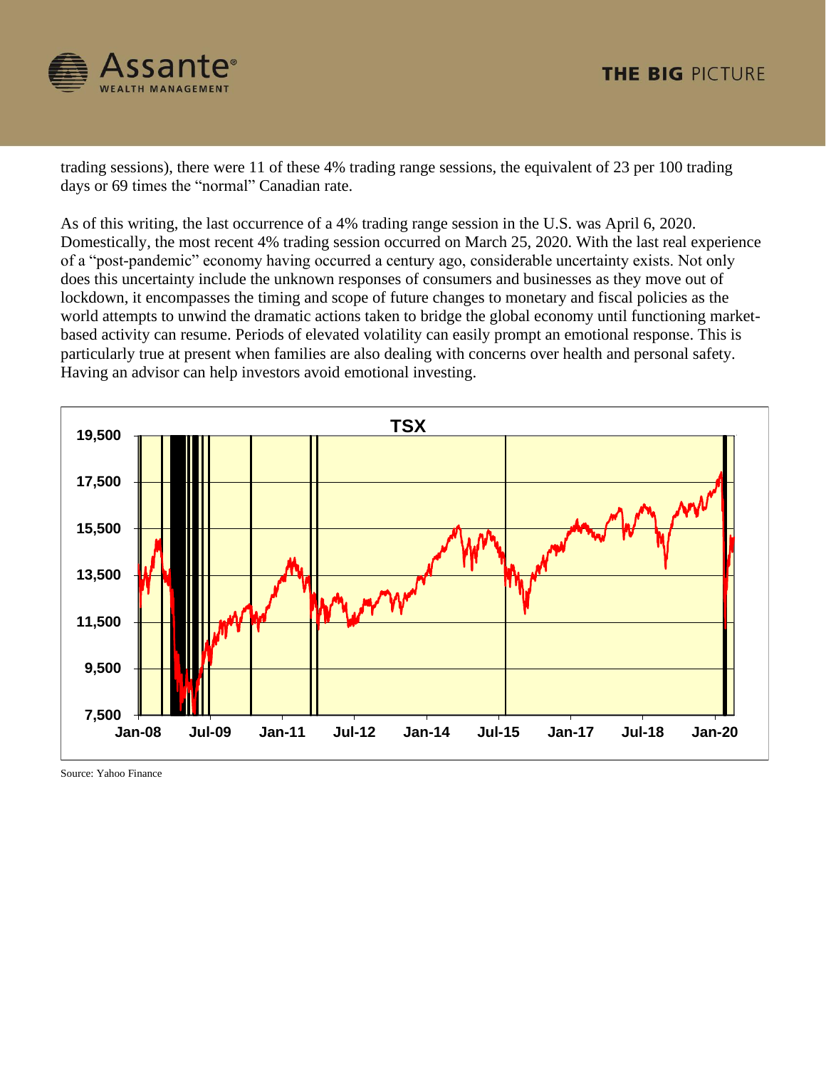trading sessions), there were 11 of these 4% trading range sessions, the equivalent of 23 per 100 trading days or 69 times the "normal" Canadian rate.

As of this writing, the last occurrence of a 4% trading range session in the U.S. was April 6, 2020. Domestically, the most recent 4% trading session occurred on March 25, 2020. With the last real experience of a "post-pandemic" economy having occurred a century ago, considerable uncertainty exists. Not only does this uncertainty include the unknown responses of consumers and businesses as they move out of lockdown, it encompasses the timing and scope of future changes to monetary and fiscal policies as the world attempts to unwind the dramatic actions taken to bridge the global economy until functioning market-based activity can resume. Periods of elevated volatility can easily prompt an emotional response. This is particularly true at present when families are also dealing with concerns over health and personal safety. Having an advisor can help investors avoid emotional investing.

Source: Yahoo Finance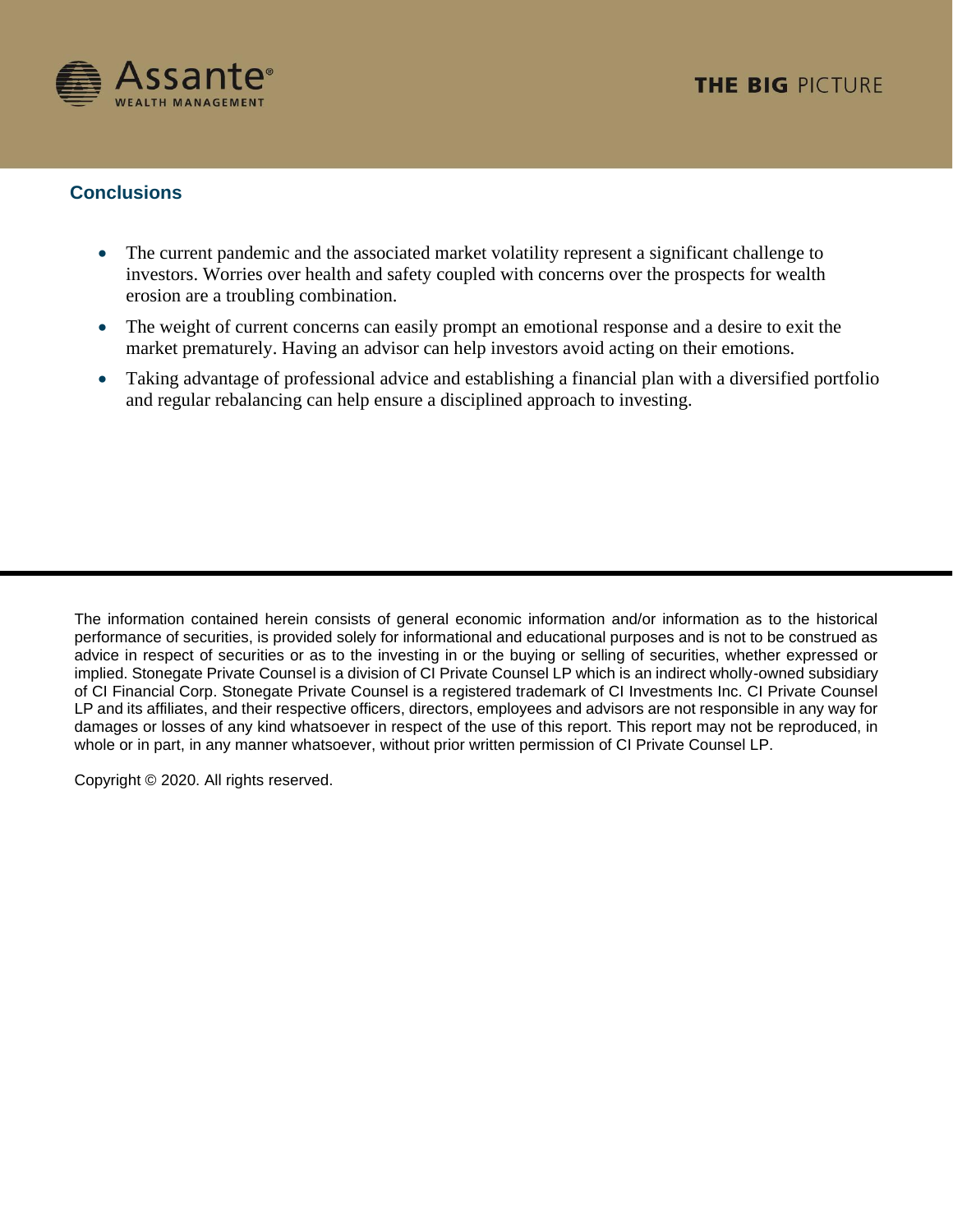## Conclusions

- The current pandemic and the associated market volatility represent a significant challenge to investors. Worries over health and safety coupled with concerns over the prospects for wealth erosion are a troubling combination.
- The weight of current concerns can easily prompt an emotional response and a desire to exit the market prematurely. Having an advisor can help investors avoid acting on their emotions.
- Taking advantage of professional advice and establishing a financial plan with a diversified portfolio and regular rebalancing can help ensure a disciplined approach to investing.

---

The information contained herein consists of general economic information and/or information as to the historical performance of securities, is provided solely for informational and educational purposes and is not to be construed as advice in respect of securities or as to the investing in or the buying or selling of securities, whether expressed or implied. Stonegate Private Counsel is a division of CI Private Counsel LP which is an indirect wholly-owned subsidiary of CI Financial Corp. Stonegate Private Counsel is a registered trademark of CI Investments Inc. CI Private Counsel LP and its affiliates, and their respective officers, directors, employees and advisors are not responsible in any way for damages or losses of any kind whatsoever in respect of the use of this report. This report may not be reproduced, in whole or in part, in any manner whatsoever, without prior written permission of CI Private Counsel LP.

Copyright © 2020. All rights reserved.